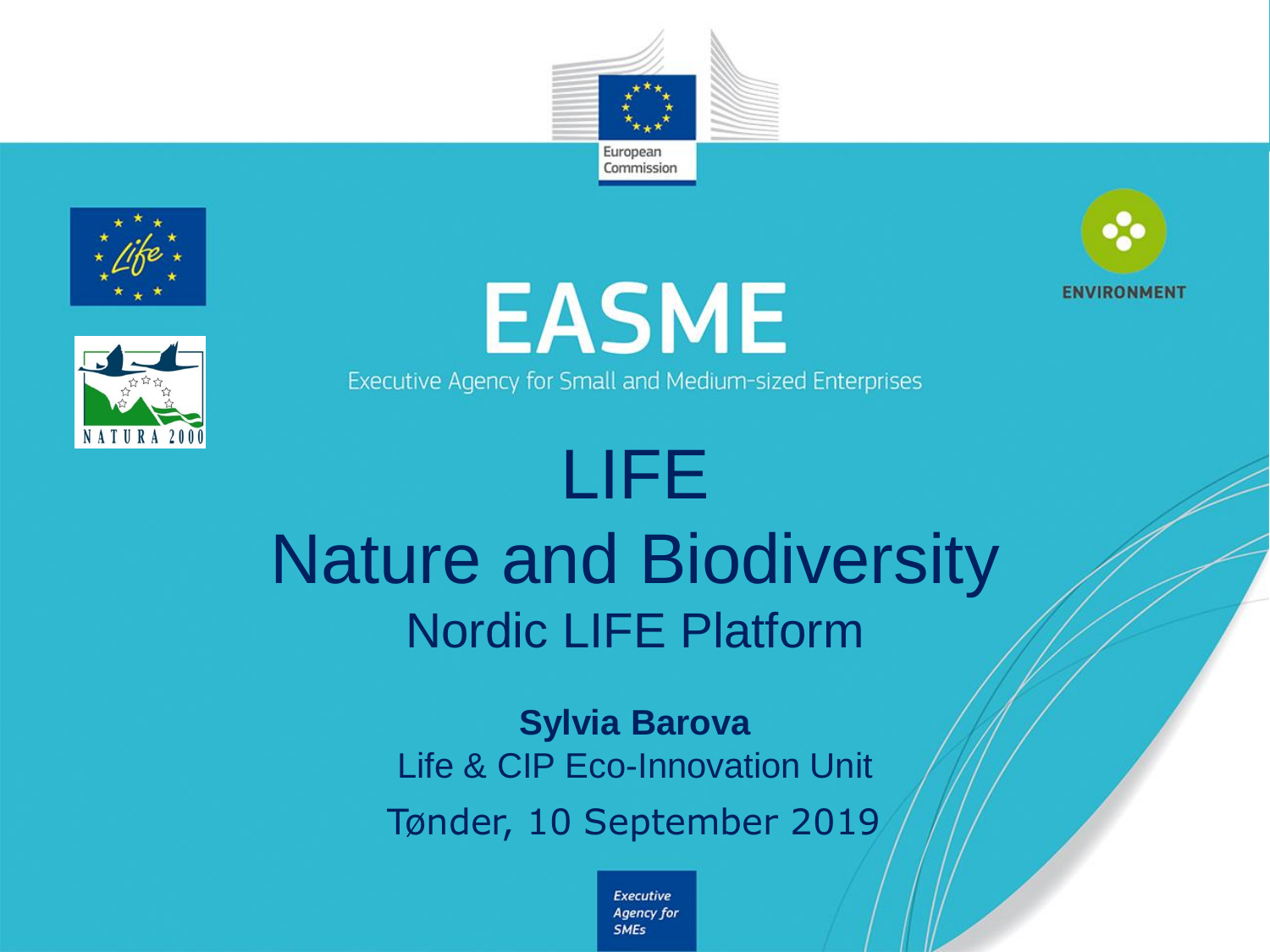European Commission

# EASME

Executive Agency for Small and Medium-sized Enterprises

ENVIRONMENT

NATURA 2000

# LIFE
# Nature and Biodiversity
## Nordic LIFE Platform

**Sylvia Barova**

Life & CIP Eco-Innovation Unit

Tønder, 10 September 2019

*Executive Agency for SMEs*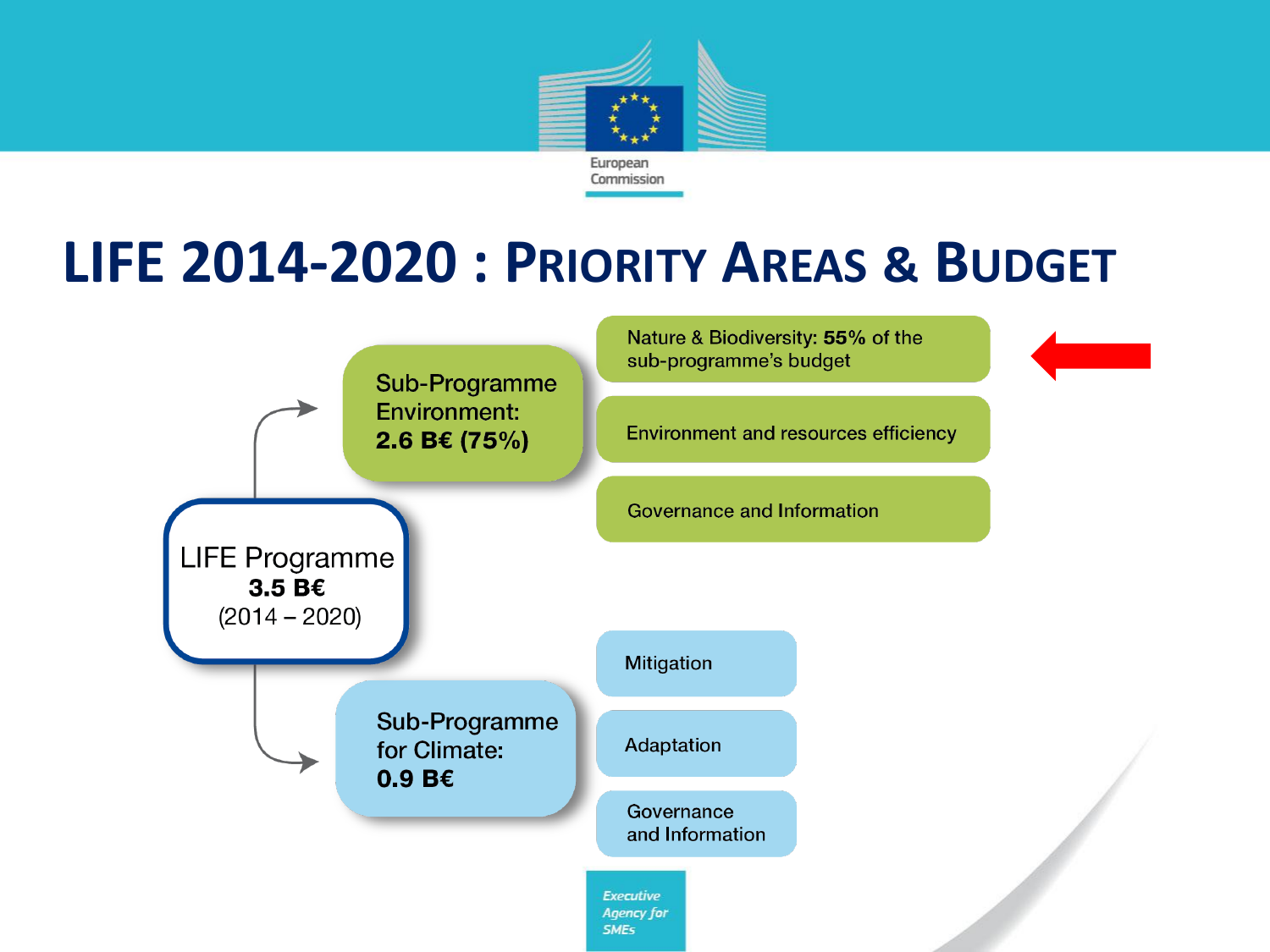# LIFE 2014-2020 : Priority Areas & Budget

**LIFE Programme**
**3.5 B€**
(2014 – 2020)

- **Sub-Programme Environment: 2.6 B€ (75%)**
  - Nature & Biodiversity: **55%** of the sub-programme's budget
  - Environment and resources efficiency
  - Governance and Information
- **Sub-Programme for Climate: 0.9 B€**
  - Mitigation
  - Adaptation
  - Governance and Information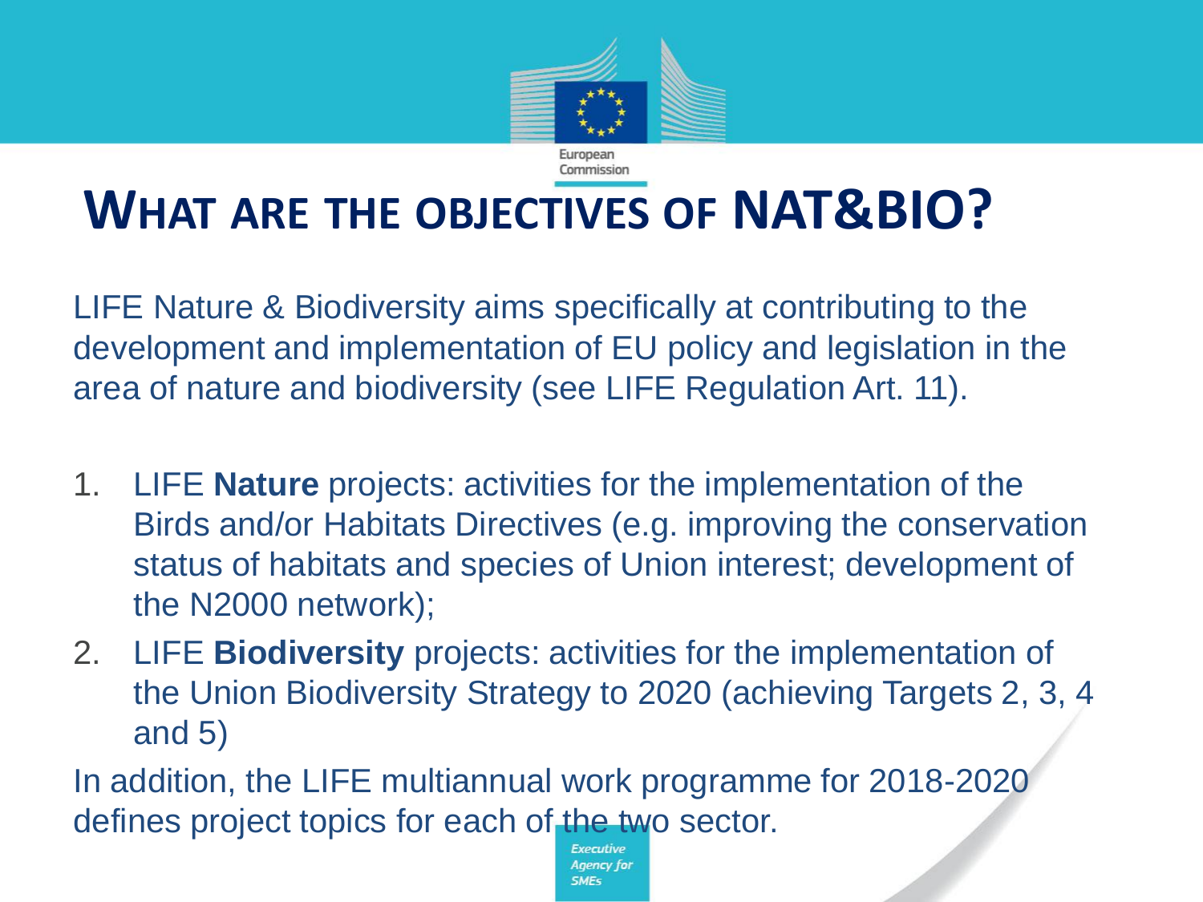# WHAT ARE THE OBJECTIVES OF NAT&BIO?

LIFE Nature & Biodiversity aims specifically at contributing to the development and implementation of EU policy and legislation in the area of nature and biodiversity (see LIFE Regulation Art. 11).

1. LIFE **Nature** projects: activities for the implementation of the Birds and/or Habitats Directives (e.g. improving the conservation status of habitats and species of Union interest; development of the N2000 network);
2. LIFE **Biodiversity** projects: activities for the implementation of the Union Biodiversity Strategy to 2020 (achieving Targets 2, 3, 4 and 5)

In addition, the LIFE multiannual work programme for 2018-2020 defines project topics for each of the two sector.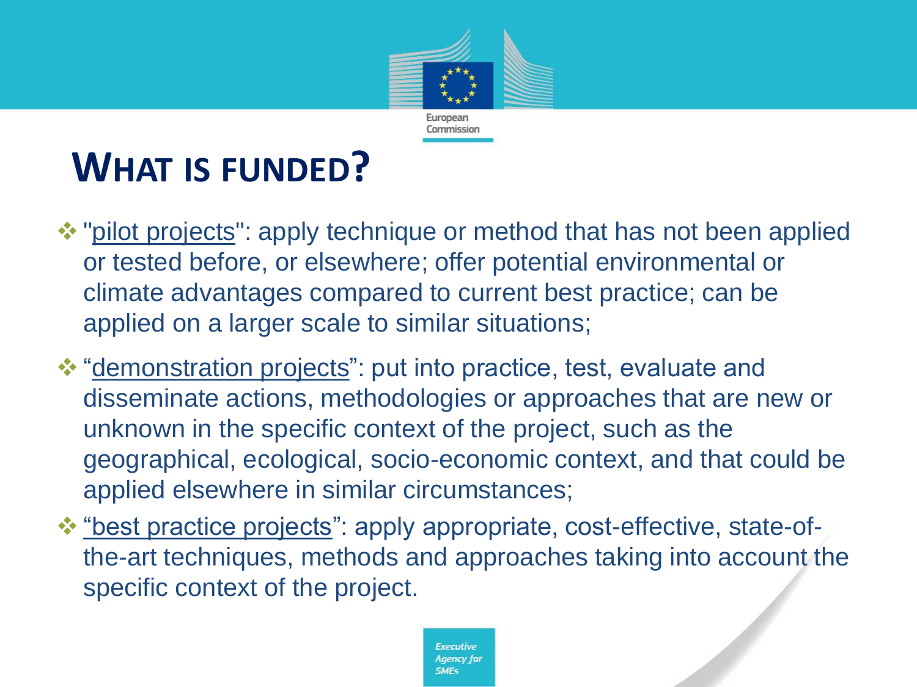# WHAT IS FUNDED?

- "pilot projects": apply technique or method that has not been applied or tested before, or elsewhere; offer potential environmental or climate advantages compared to current best practice; can be applied on a larger scale to similar situations;
- "demonstration projects": put into practice, test, evaluate and disseminate actions, methodologies or approaches that are new or unknown in the specific context of the project, such as the geographical, ecological, socio-economic context, and that could be applied elsewhere in similar circumstances;
- "best practice projects": apply appropriate, cost-effective, state-of-the-art techniques, methods and approaches taking into account the specific context of the project.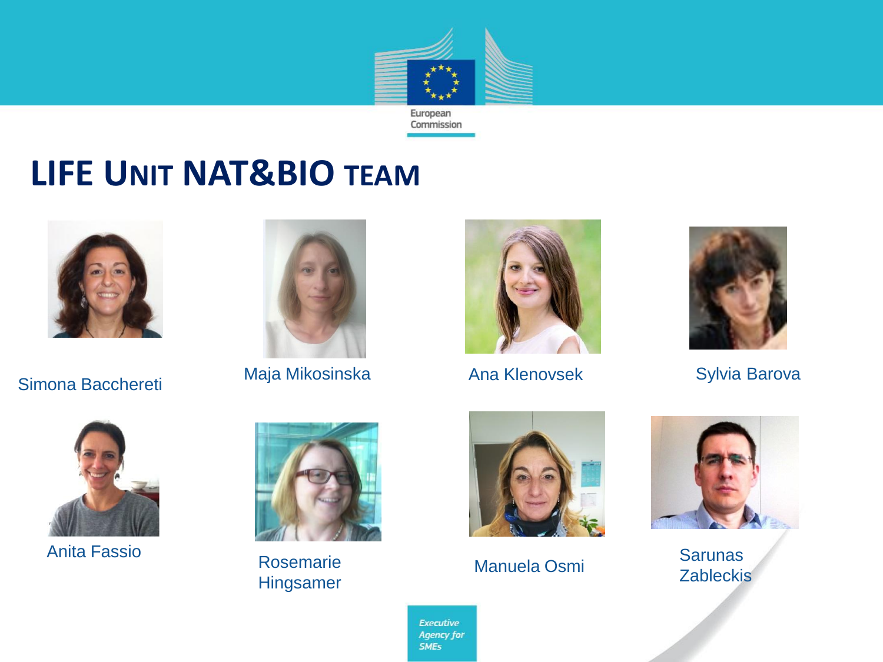# LIFE UNIT NAT&BIO TEAM

Simona Bacchereti

Maja Mikosinska

Ana Klenovsek

Sylvia Barova

Anita Fassio

Rosemarie Hingsamer

Manuela Osmi

Sarunas Zableckis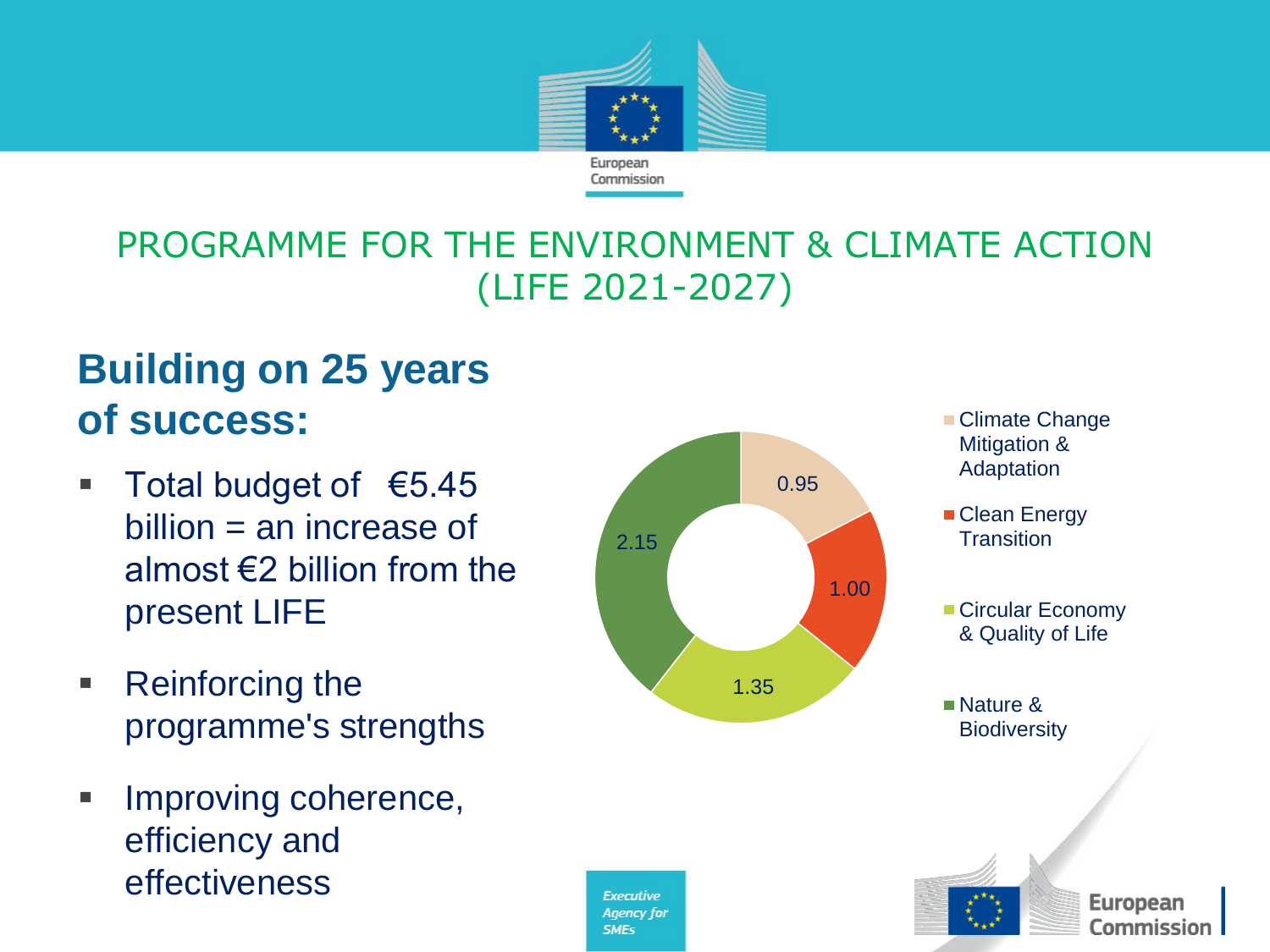# PROGRAMME FOR THE ENVIRONMENT & CLIMATE ACTION (LIFE 2021-2027)

## Building on 25 years of success:

- Total budget of €5.45 billion = an increase of almost €2 billion from the present LIFE
- Reinforcing the programme's strengths
- Improving coherence, efficiency and effectiveness

| Area | Budget (€ billion) |
|---|---|
| Climate Change Mitigation & Adaptation | 0.95 |
| Clean Energy Transition | 1.00 |
| Circular Economy & Quality of Life | 1.35 |
| Nature & Biodiversity | 2.15 |

*Executive Agency for SMEs*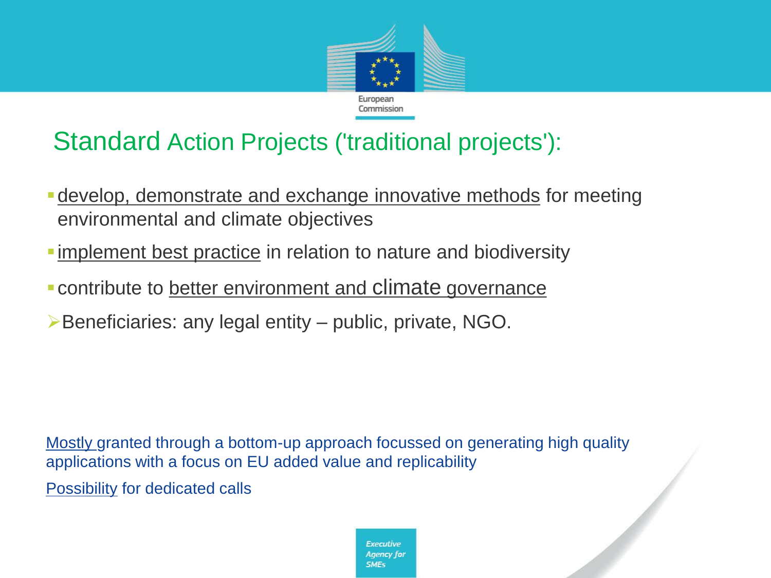## Standard Action Projects ('traditional projects'):

- develop, demonstrate and exchange innovative methods for meeting environmental and climate objectives
- implement best practice in relation to nature and biodiversity
- contribute to better environment and climate governance

➢ Beneficiaries: any legal entity – public, private, NGO.

Mostly granted through a bottom-up approach focussed on generating high quality applications with a focus on EU added value and replicability

Possibility for dedicated calls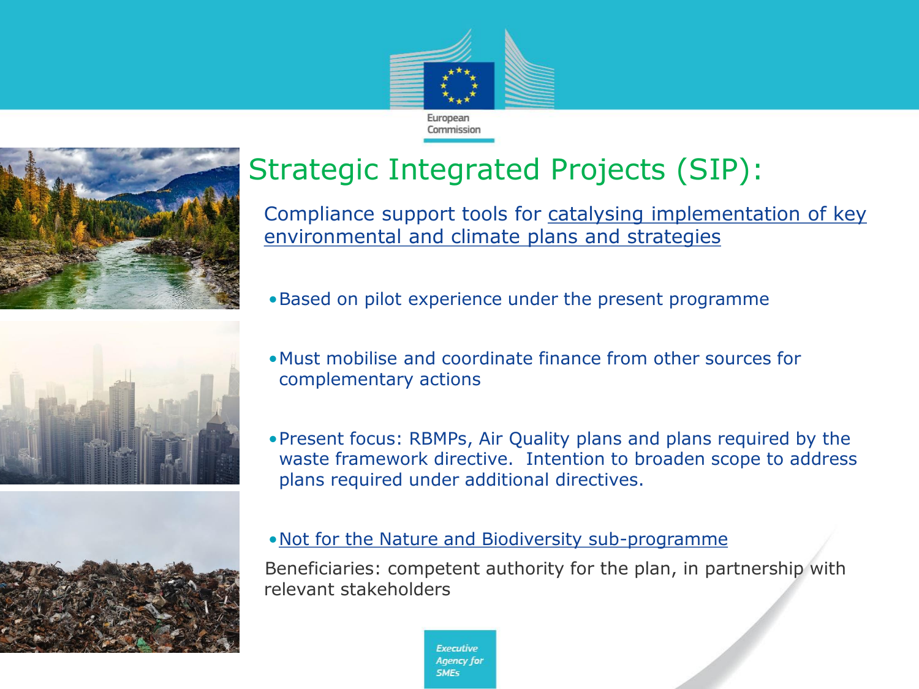# Strategic Integrated Projects (SIP):

Compliance support tools for catalysing implementation of key environmental and climate plans and strategies

- Based on pilot experience under the present programme
- Must mobilise and coordinate finance from other sources for complementary actions
- Present focus: RBMPs, Air Quality plans and plans required by the waste framework directive. Intention to broaden scope to address plans required under additional directives.
- Not for the Nature and Biodiversity sub-programme

Beneficiaries: competent authority for the plan, in partnership with relevant stakeholders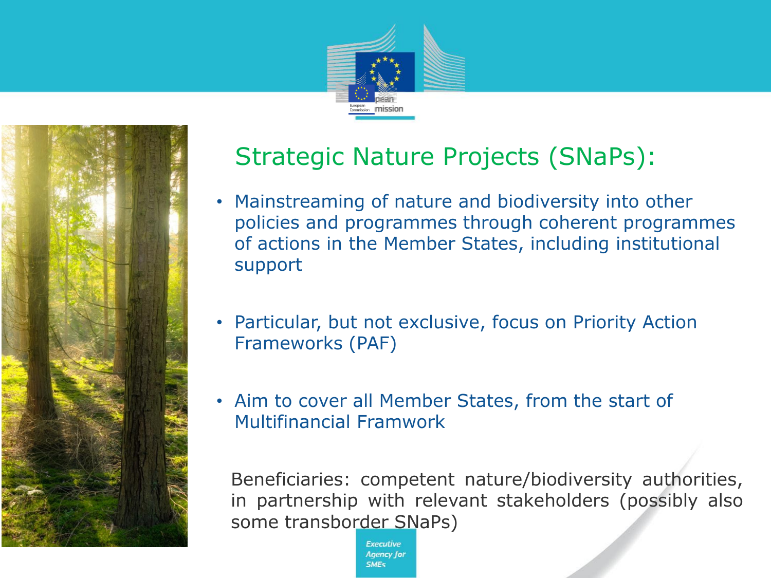# Strategic Nature Projects (SNaPs):

- Mainstreaming of nature and biodiversity into other policies and programmes through coherent programmes of actions in the Member States, including institutional support
- Particular, but not exclusive, focus on Priority Action Frameworks (PAF)
- Aim to cover all Member States, from the start of Multifinancial Framwork

Beneficiaries: competent nature/biodiversity authorities, in partnership with relevant stakeholders (possibly also some transborder SNaPs)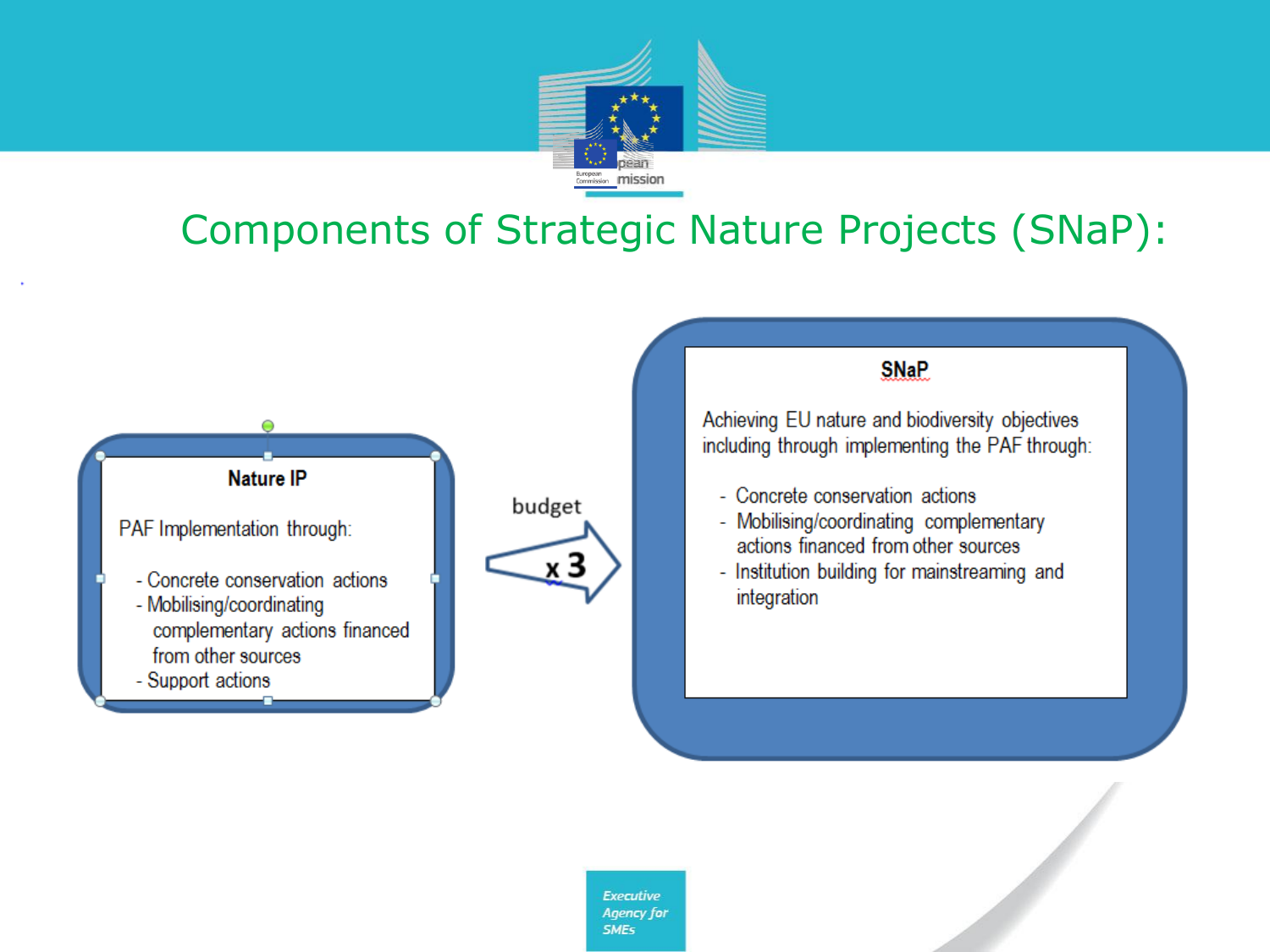# Components of Strategic Nature Projects (SNaP):

**Nature IP**

PAF Implementation through:

- Concrete conservation actions
- Mobilising/coordinating complementary actions financed from other sources
- Support actions

budget

x 3

**SNaP**

Achieving EU nature and biodiversity objectives including through implementing the PAF through:

- Concrete conservation actions
- Mobilising/coordinating complementary actions financed from other sources
- Institution building for mainstreaming and integration

*Executive Agency for SMEs*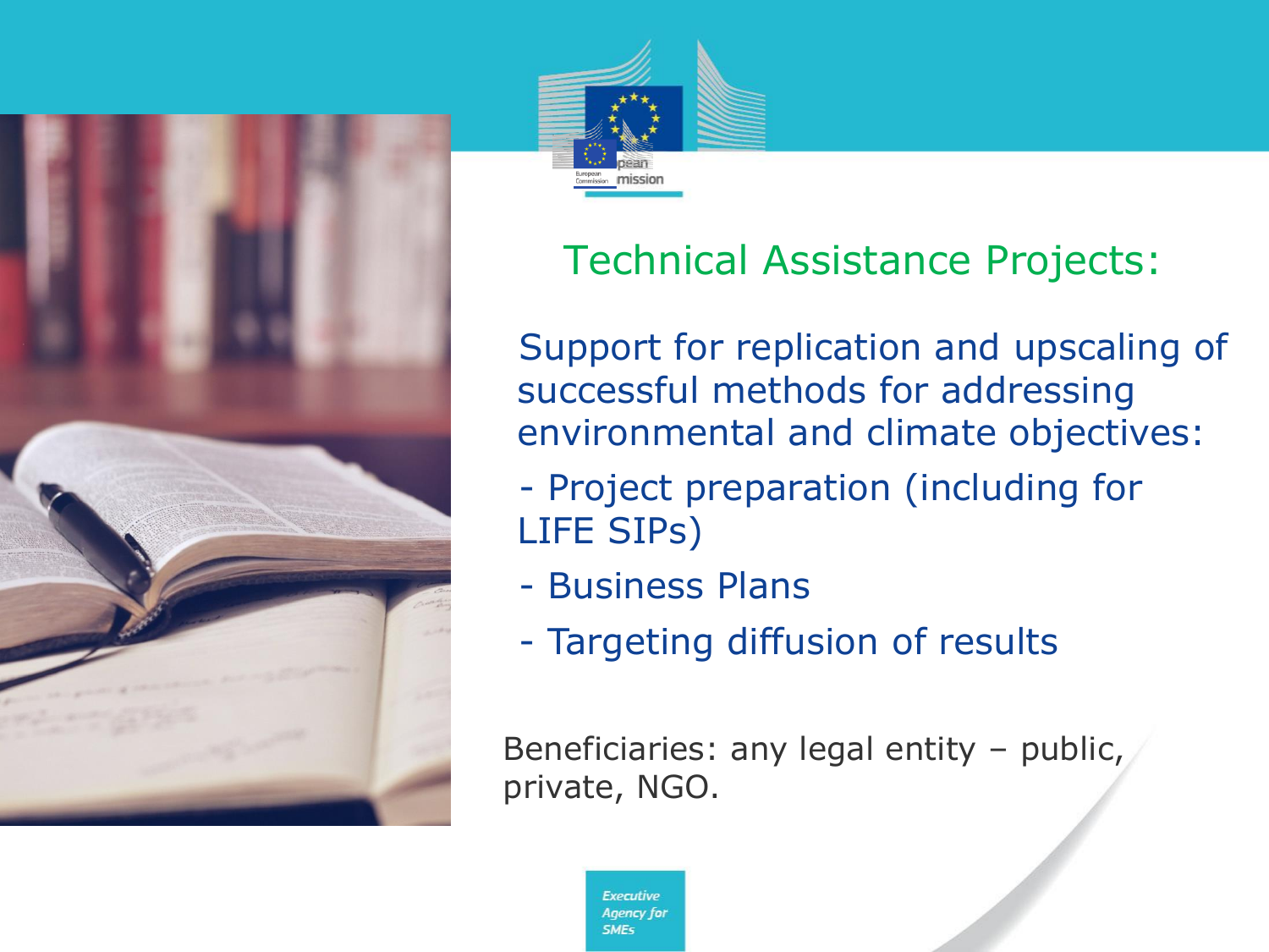## Technical Assistance Projects:

Support for replication and upscaling of successful methods for addressing environmental and climate objectives:

- Project preparation (including for LIFE SIPs)
- Business Plans
- Targeting diffusion of results

Beneficiaries: any legal entity – public, private, NGO.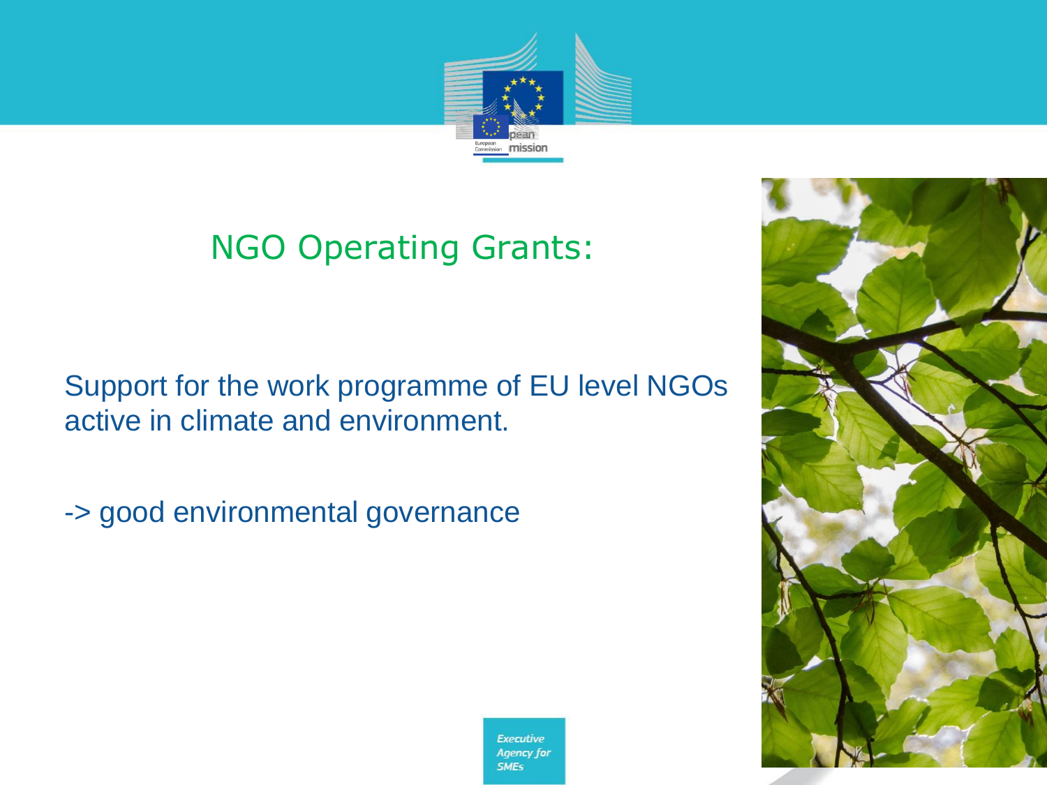## NGO Operating Grants:

Support for the work programme of EU level NGOs active in climate and environment.

-> good environmental governance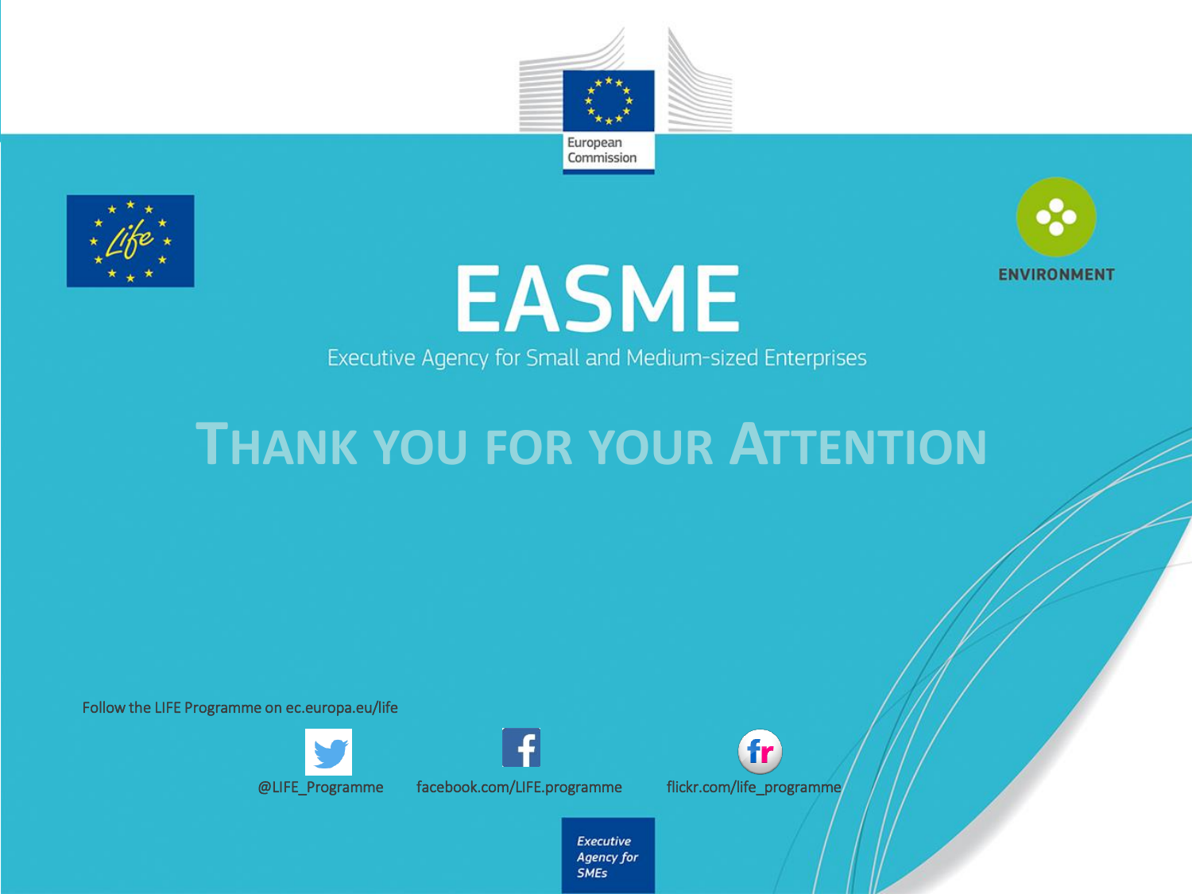European Commission

ENVIRONMENT

# EASME

Executive Agency for Small and Medium-sized Enterprises

## THANK YOU FOR YOUR ATTENTION

Follow the LIFE Programme on ec.europa.eu/life

@LIFE_Programme

facebook.com/LIFE.programme

flickr.com/life_programme

*Executive Agency for SMEs*